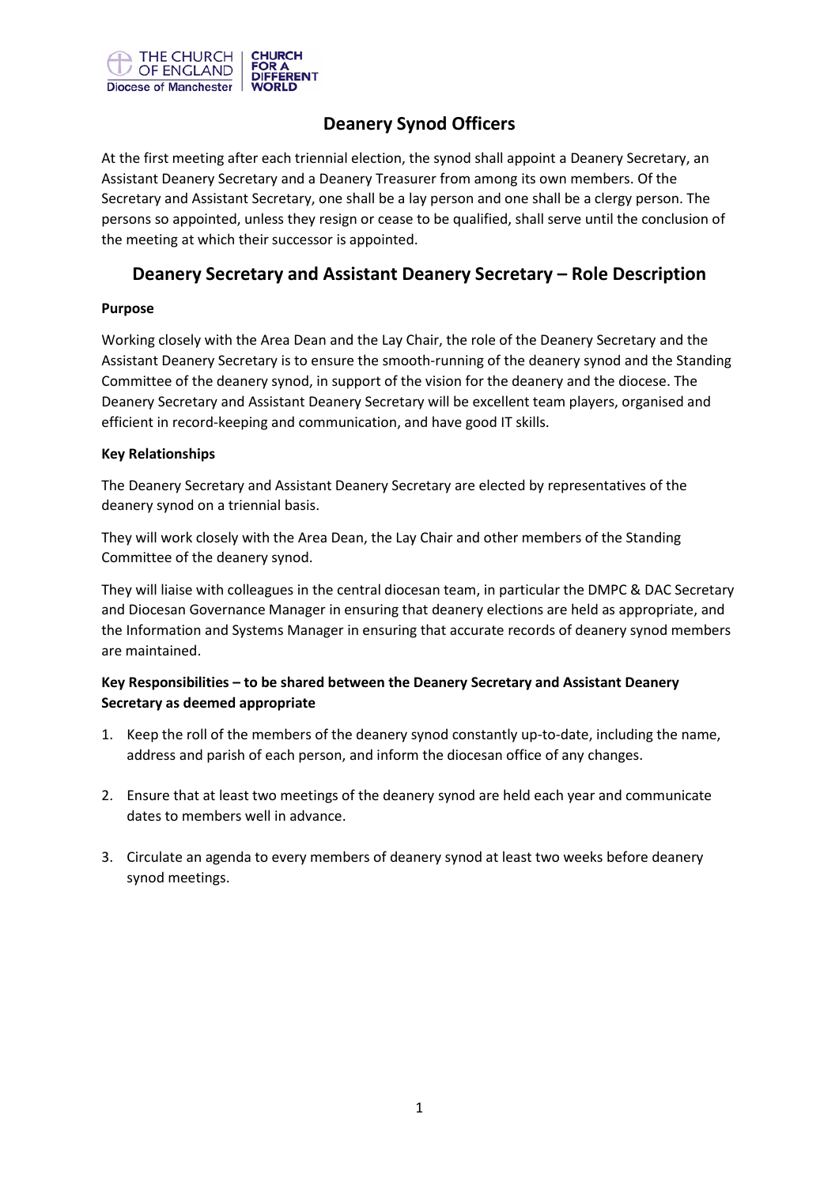# Deanery Synod Officers

At the first meeting after each triennial election, the synod shall appoint a Deanery Secretary, an Assistant Deanery Secretary and a Deanery Treasurer from among its own members. Of the Secretary and Assistant Secretary, one shall be a lay person and one shall be a clergy person. The persons so appointed, unless they resign or cease to be qualified, shall serve until the conclusion of the meeting at which their successor is appointed.

## Deanery Secretary and Assistant Deanery Secretary – Role Description

**Purpose**

Working closely with the Area Dean and the Lay Chair, the role of the Deanery Secretary and the Assistant Deanery Secretary is to ensure the smooth-running of the deanery synod and the Standing Committee of the deanery synod, in support of the vision for the deanery and the diocese. The Deanery Secretary and Assistant Deanery Secretary will be excellent team players, organised and efficient in record-keeping and communication, and have good IT skills.

**Key Relationships**

The Deanery Secretary and Assistant Deanery Secretary are elected by representatives of the deanery synod on a triennial basis.

They will work closely with the Area Dean, the Lay Chair and other members of the Standing Committee of the deanery synod.

They will liaise with colleagues in the central diocesan team, in particular the DMPC & DAC Secretary and Diocesan Governance Manager in ensuring that deanery elections are held as appropriate, and the Information and Systems Manager in ensuring that accurate records of deanery synod members are maintained.

**Key Responsibilities – to be shared between the Deanery Secretary and Assistant Deanery Secretary as deemed appropriate**

1. Keep the roll of the members of the deanery synod constantly up-to-date, including the name, address and parish of each person, and inform the diocesan office of any changes.

2. Ensure that at least two meetings of the deanery synod are held each year and communicate dates to members well in advance.

3. Circulate an agenda to every members of deanery synod at least two weeks before deanery synod meetings.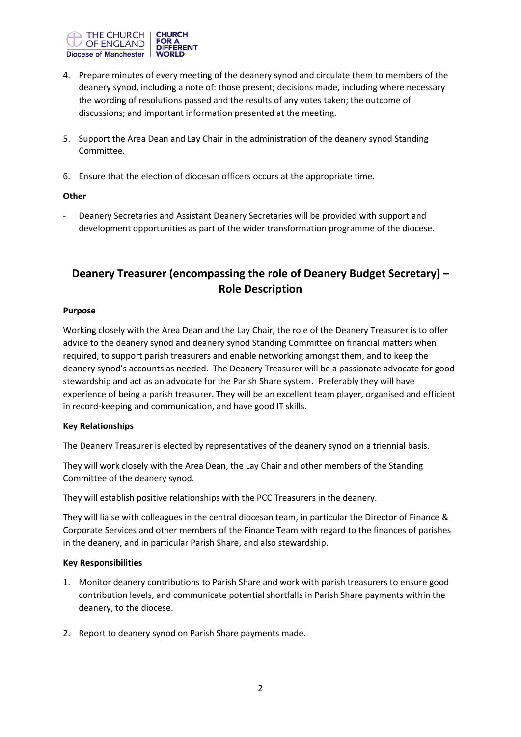4. Prepare minutes of every meeting of the deanery synod and circulate them to members of the deanery synod, including a note of: those present; decisions made, including where necessary the wording of resolutions passed and the results of any votes taken; the outcome of discussions; and important information presented at the meeting.

5. Support the Area Dean and Lay Chair in the administration of the deanery synod Standing Committee.

6. Ensure that the election of diocesan officers occurs at the appropriate time.

**Other**

- Deanery Secretaries and Assistant Deanery Secretaries will be provided with support and development opportunities as part of the wider transformation programme of the diocese.

## Deanery Treasurer (encompassing the role of Deanery Budget Secretary) – Role Description

**Purpose**

Working closely with the Area Dean and the Lay Chair, the role of the Deanery Treasurer is to offer advice to the deanery synod and deanery synod Standing Committee on financial matters when required, to support parish treasurers and enable networking amongst them, and to keep the deanery synod's accounts as needed. The Deanery Treasurer will be a passionate advocate for good stewardship and act as an advocate for the Parish Share system. Preferably they will have experience of being a parish treasurer. They will be an excellent team player, organised and efficient in record-keeping and communication, and have good IT skills.

**Key Relationships**

The Deanery Treasurer is elected by representatives of the deanery synod on a triennial basis.

They will work closely with the Area Dean, the Lay Chair and other members of the Standing Committee of the deanery synod.

They will establish positive relationships with the PCC Treasurers in the deanery.

They will liaise with colleagues in the central diocesan team, in particular the Director of Finance & Corporate Services and other members of the Finance Team with regard to the finances of parishes in the deanery, and in particular Parish Share, and also stewardship.

**Key Responsibilities**

1. Monitor deanery contributions to Parish Share and work with parish treasurers to ensure good contribution levels, and communicate potential shortfalls in Parish Share payments within the deanery, to the diocese.

2. Report to deanery synod on Parish Share payments made.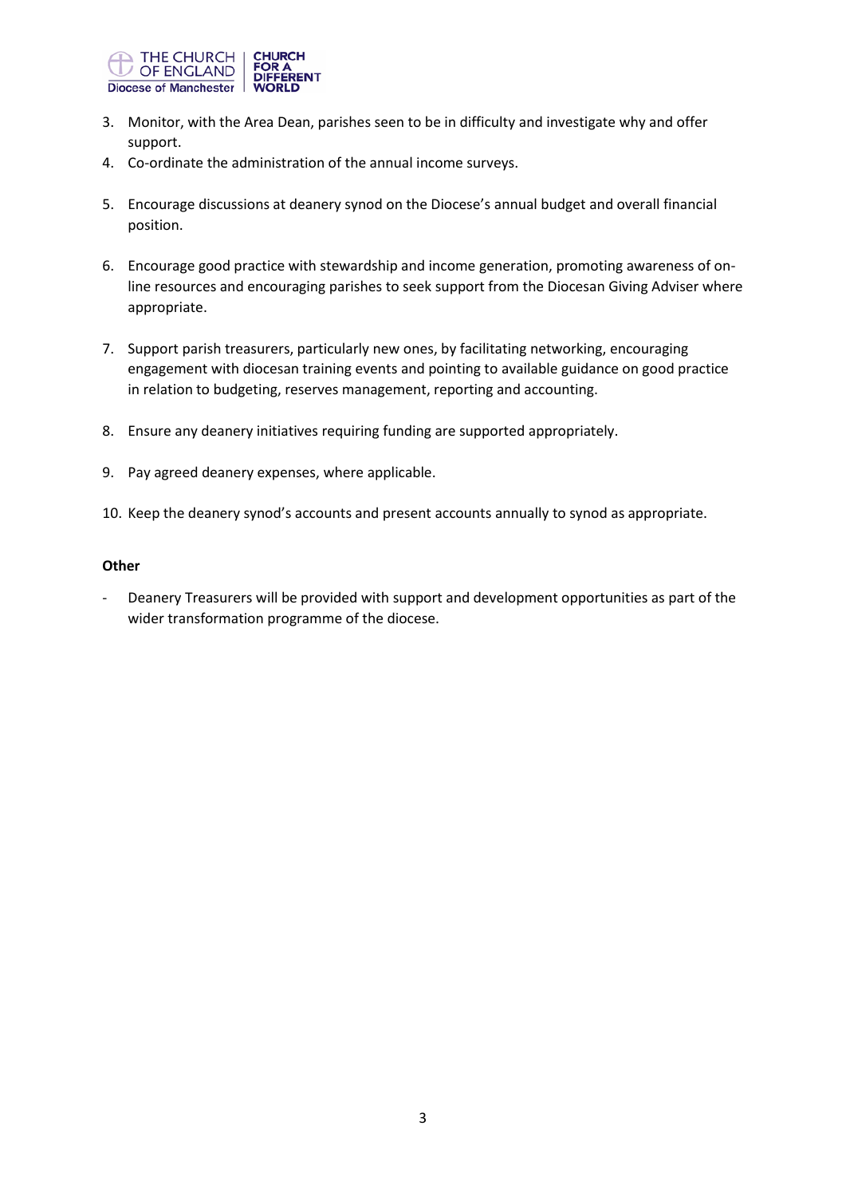3. Monitor, with the Area Dean, parishes seen to be in difficulty and investigate why and offer support.
4. Co-ordinate the administration of the annual income surveys.
5. Encourage discussions at deanery synod on the Diocese's annual budget and overall financial position.
6. Encourage good practice with stewardship and income generation, promoting awareness of on-line resources and encouraging parishes to seek support from the Diocesan Giving Adviser where appropriate.
7. Support parish treasurers, particularly new ones, by facilitating networking, encouraging engagement with diocesan training events and pointing to available guidance on good practice in relation to budgeting, reserves management, reporting and accounting.
8. Ensure any deanery initiatives requiring funding are supported appropriately.
9. Pay agreed deanery expenses, where applicable.
10. Keep the deanery synod's accounts and present accounts annually to synod as appropriate.

**Other**

- Deanery Treasurers will be provided with support and development opportunities as part of the wider transformation programme of the diocese.